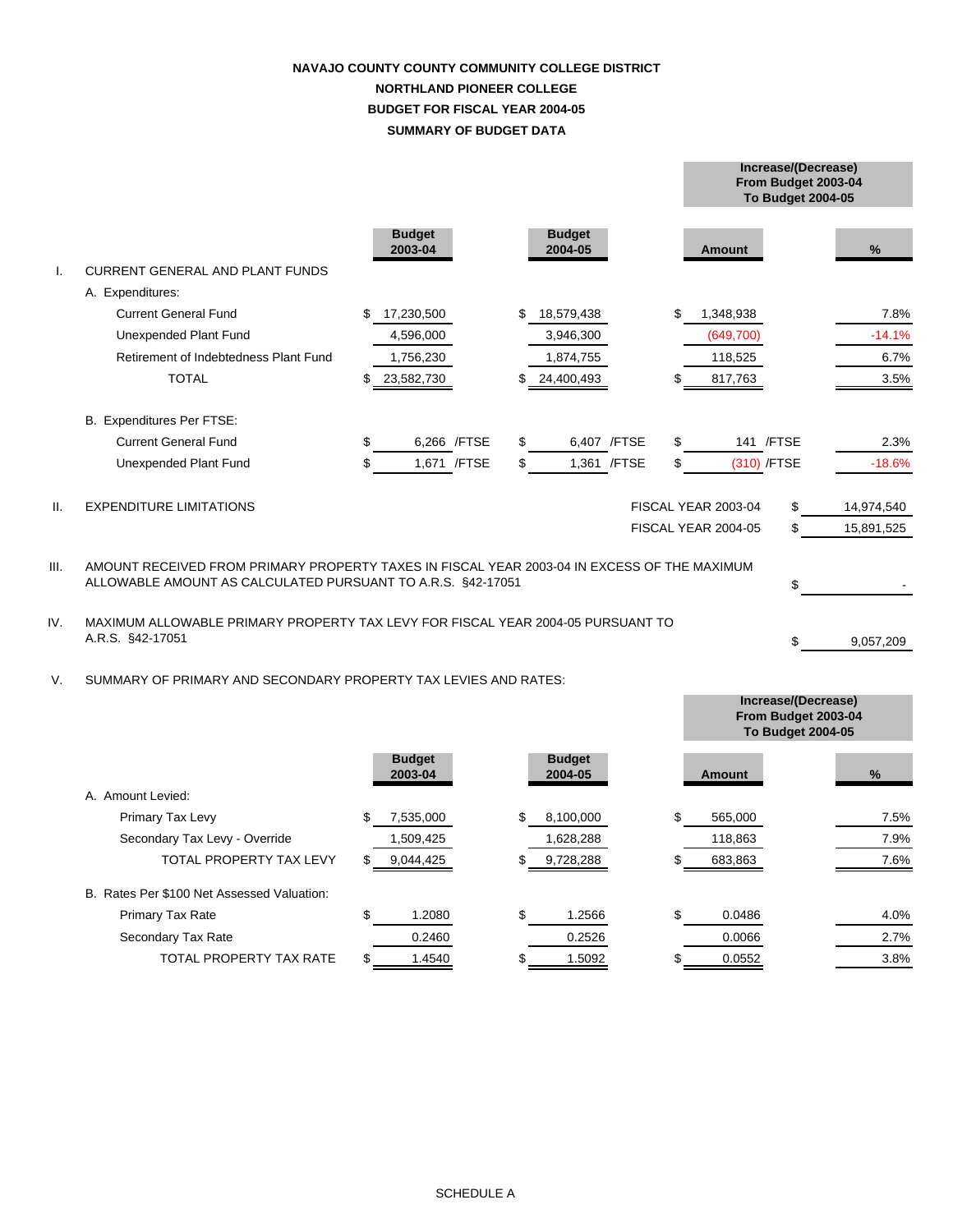# NAVAJO COUNTY COUNTY COMMUNITY COLLEGE DISTRICT
## NORTHLAND PIONEER COLLEGE
## BUDGET FOR FISCAL YEAR 2004-05
## SUMMARY OF BUDGET DATA

| | | Budget 2003-04 | Budget 2004-05 | Increase/(Decrease) From Budget 2003-04 To Budget 2004-05 Amount | % |
|---|---|---|---|---|---|
| I. | CURRENT GENERAL AND PLANT FUNDS | | | | |
| | A. Expenditures: | | | | |
| | Current General Fund | $ 17,230,500 | $ 18,579,438 | $ 1,348,938 | 7.8% |
| | Unexpended Plant Fund | 4,596,000 | 3,946,300 | (649,700) | -14.1% |
| | Retirement of Indebtedness Plant Fund | 1,756,230 | 1,874,755 | 118,525 | 6.7% |
| | TOTAL | $ 23,582,730 | $ 24,400,493 | $ 817,763 | 3.5% |
| | B. Expenditures Per FTSE: | | | | |
| | Current General Fund | $ 6,266 /FTSE | $ 6,407 /FTSE | $ 141 /FTSE | 2.3% |
| | Unexpended Plant Fund | $ 1,671 /FTSE | $ 1,361 /FTSE | $ (310) /FTSE | -18.6% |

II. EXPENDITURE LIMITATIONS

| | |
|---|---|
| FISCAL YEAR 2003-04 | $ 14,974,540 |
| FISCAL YEAR 2004-05 | $ 15,891,525 |

III. AMOUNT RECEIVED FROM PRIMARY PROPERTY TAXES IN FISCAL YEAR 2003-04 IN EXCESS OF THE MAXIMUM ALLOWABLE AMOUNT AS CALCULATED PURSUANT TO A.R.S. §42-17051 $ -

IV. MAXIMUM ALLOWABLE PRIMARY PROPERTY TAX LEVY FOR FISCAL YEAR 2004-05 PURSUANT TO A.R.S. §42-17051 $ 9,057,209

V. SUMMARY OF PRIMARY AND SECONDARY PROPERTY TAX LEVIES AND RATES:

| | Budget 2003-04 | Budget 2004-05 | Increase/(Decrease) From Budget 2003-04 To Budget 2004-05 Amount | % |
|---|---|---|---|---|
| A. Amount Levied: | | | | |
| Primary Tax Levy | $ 7,535,000 | $ 8,100,000 | $ 565,000 | 7.5% |
| Secondary Tax Levy - Override | 1,509,425 | 1,628,288 | 118,863 | 7.9% |
| TOTAL PROPERTY TAX LEVY | $ 9,044,425 | $ 9,728,288 | $ 683,863 | 7.6% |
| B. Rates Per $100 Net Assessed Valuation: | | | | |
| Primary Tax Rate | $ 1.2080 | $ 1.2566 | $ 0.0486 | 4.0% |
| Secondary Tax Rate | 0.2460 | 0.2526 | 0.0066 | 2.7% |
| TOTAL PROPERTY TAX RATE | $ 1.4540 | $ 1.5092 | $ 0.0552 | 3.8% |

SCHEDULE A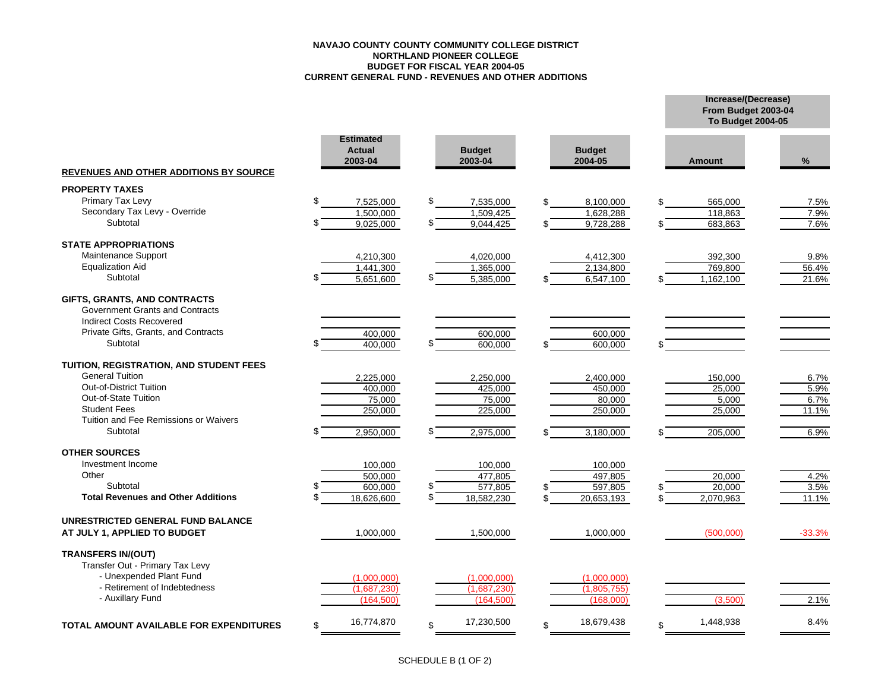**NAVAJO COUNTY COUNTY COMMUNITY COLLEGE DISTRICT**
**NORTHLAND PIONEER COLLEGE**
**BUDGET FOR FISCAL YEAR 2004-05**
**CURRENT GENERAL FUND - REVENUES AND OTHER ADDITIONS**

| | Estimated Actual 2003-04 | Budget 2003-04 | Budget 2004-05 | Increase/(Decrease) From Budget 2003-04 To Budget 2004-05 Amount | % |
|---|---|---|---|---|---|
| **REVENUES AND OTHER ADDITIONS BY SOURCE** | | | | | |
| **PROPERTY TAXES** | | | | | |
| Primary Tax Levy | $ 7,525,000 | $ 7,535,000 | $ 8,100,000 | $ 565,000 | 7.5% |
| Secondary Tax Levy - Override | 1,500,000 | 1,509,425 | 1,628,288 | 118,863 | 7.9% |
| Subtotal | $ 9,025,000 | $ 9,044,425 | $ 9,728,288 | $ 683,863 | 7.6% |
| **STATE APPROPRIATIONS** | | | | | |
| Maintenance Support | 4,210,300 | 4,020,000 | 4,412,300 | 392,300 | 9.8% |
| Equalization Aid | 1,441,300 | 1,365,000 | 2,134,800 | 769,800 | 56.4% |
| Subtotal | $ 5,651,600 | $ 5,385,000 | $ 6,547,100 | $ 1,162,100 | 21.6% |
| **GIFTS, GRANTS, AND CONTRACTS** | | | | | |
| Government Grants and Contracts | | | | | |
| Indirect Costs Recovered | | | | | |
| Private Gifts, Grants, and Contracts | 400,000 | 600,000 | 600,000 | | |
| Subtotal | $ 400,000 | $ 600,000 | $ 600,000 | $ | |
| **TUITION, REGISTRATION, AND STUDENT FEES** | | | | | |
| General Tuition | 2,225,000 | 2,250,000 | 2,400,000 | 150,000 | 6.7% |
| Out-of-District Tuition | 400,000 | 425,000 | 450,000 | 25,000 | 5.9% |
| Out-of-State Tuition | 75,000 | 75,000 | 80,000 | 5,000 | 6.7% |
| Student Fees | 250,000 | 225,000 | 250,000 | 25,000 | 11.1% |
| Tuition and Fee Remissions or Waivers | | | | | |
| Subtotal | $ 2,950,000 | $ 2,975,000 | $ 3,180,000 | $ 205,000 | 6.9% |
| **OTHER SOURCES** | | | | | |
| Investment Income | 100,000 | 100,000 | 100,000 | | |
| Other | 500,000 | 477,805 | 497,805 | 20,000 | 4.2% |
| Subtotal | $ 600,000 | $ 577,805 | $ 597,805 | $ 20,000 | 3.5% |
| **Total Revenues and Other Additions** | $ 18,626,600 | $ 18,582,230 | $ 20,653,193 | $ 2,070,963 | 11.1% |
| **UNRESTRICTED GENERAL FUND BALANCE AT JULY 1, APPLIED TO BUDGET** | 1,000,000 | 1,500,000 | 1,000,000 | (500,000) | -33.3% |
| **TRANSFERS IN/(OUT)** | | | | | |
| Transfer Out - Primary Tax Levy | | | | | |
| - Unexpended Plant Fund | (1,000,000) | (1,000,000) | (1,000,000) | | |
| - Retirement of Indebtedness | (1,687,230) | (1,687,230) | (1,805,755) | | |
| - Auxillary Fund | (164,500) | (164,500) | (168,000) | (3,500) | 2.1% |
| **TOTAL AMOUNT AVAILABLE FOR EXPENDITURES** | $ 16,774,870 | $ 17,230,500 | $ 18,679,438 | $ 1,448,938 | 8.4% |

SCHEDULE B (1 OF 2)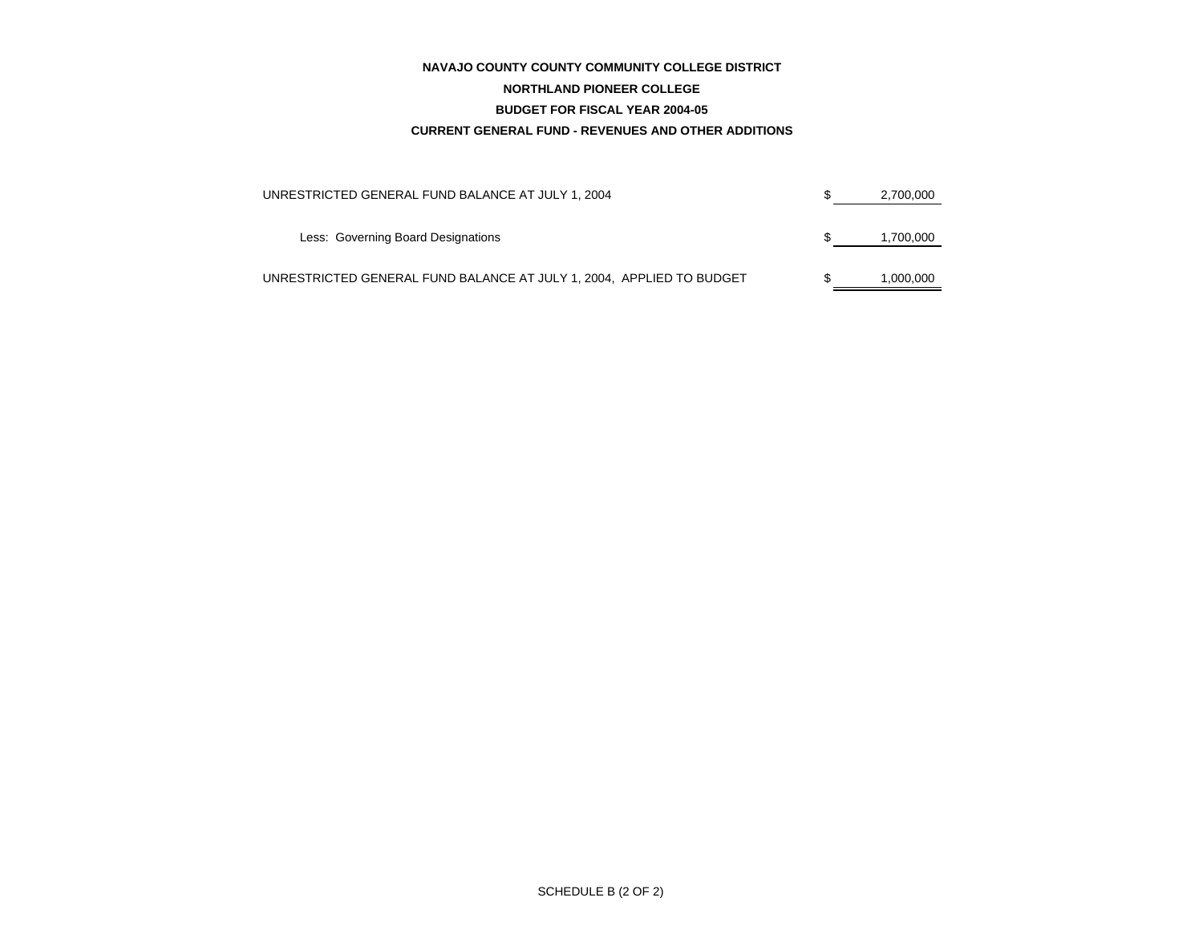**NAVAJO COUNTY COUNTY COMMUNITY COLLEGE DISTRICT**

**NORTHLAND PIONEER COLLEGE**

**BUDGET FOR FISCAL YEAR 2004-05**

**CURRENT GENERAL FUND - REVENUES AND OTHER ADDITIONS**

| | | |
|---|---|---|
| UNRESTRICTED GENERAL FUND BALANCE AT JULY 1, 2004 | $ | 2,700,000 |
| Less: Governing Board Designations | $ | 1,700,000 |
| UNRESTRICTED GENERAL FUND BALANCE AT JULY 1, 2004, APPLIED TO BUDGET | $ | 1,000,000 |

SCHEDULE B (2 OF 2)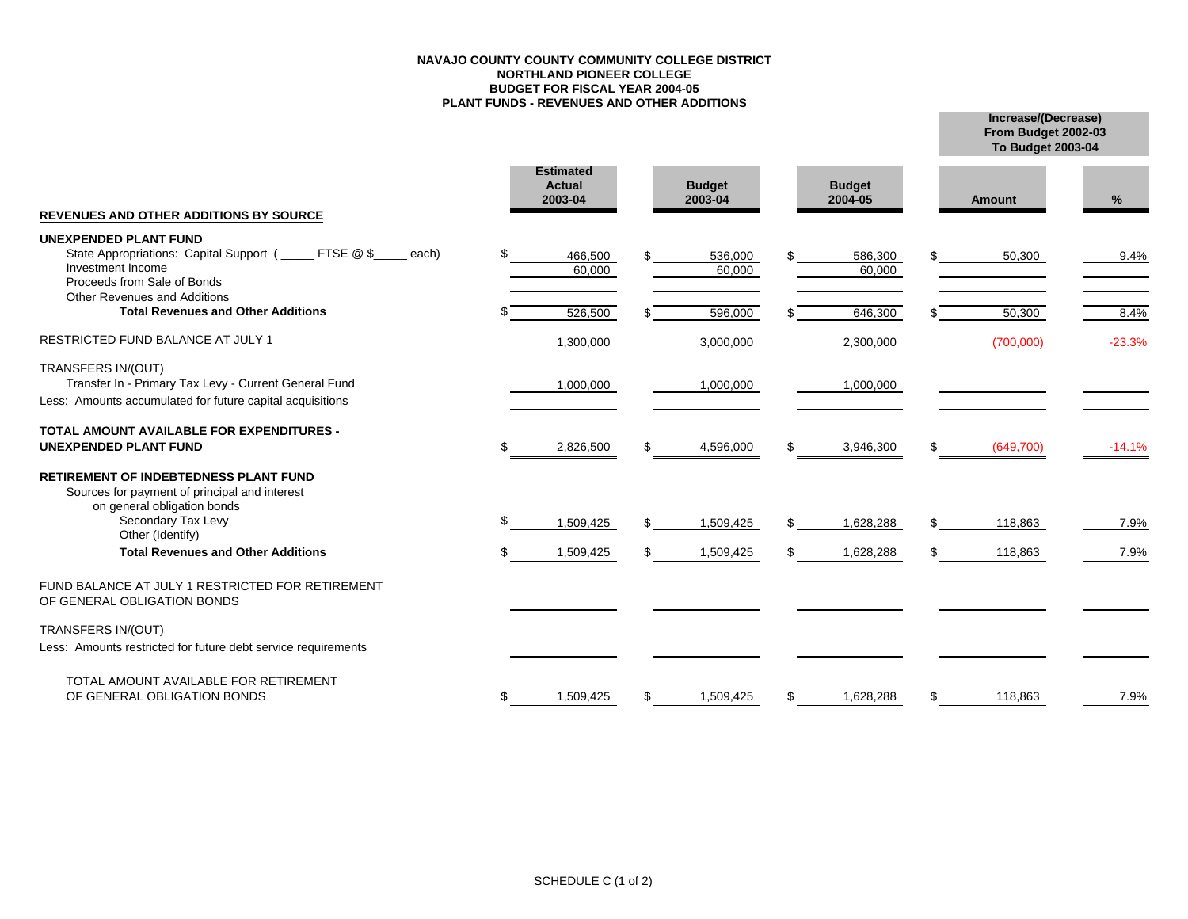**NAVAJO COUNTY COUNTY COMMUNITY COLLEGE DISTRICT**
**NORTHLAND PIONEER COLLEGE**
**BUDGET FOR FISCAL YEAR 2004-05**
**PLANT FUNDS - REVENUES AND OTHER ADDITIONS**

| REVENUES AND OTHER ADDITIONS BY SOURCE | Estimated Actual 2003-04 | Budget 2003-04 | Budget 2004-05 | Increase/(Decrease) From Budget 2002-03 To Budget 2003-04 Amount | % |
|---|---|---|---|---|---|
| **UNEXPENDED PLANT FUND** | | | | | |
| State Appropriations: Capital Support ( _____ FTSE @ $_____ each) | $ 466,500 | $ 536,000 | $ 586,300 | $ 50,300 | 9.4% |
| Investment Income | 60,000 | 60,000 | 60,000 | | |
| Proceeds from Sale of Bonds | | | | | |
| Other Revenues and Additions | | | | | |
| **Total Revenues and Other Additions** | $ 526,500 | $ 596,000 | $ 646,300 | $ 50,300 | 8.4% |
| RESTRICTED FUND BALANCE AT JULY 1 | 1,300,000 | 3,000,000 | 2,300,000 | (700,000) | -23.3% |
| TRANSFERS IN/(OUT) | | | | | |
| Transfer In - Primary Tax Levy - Current General Fund | 1,000,000 | 1,000,000 | 1,000,000 | | |
| Less: Amounts accumulated for future capital acquisitions | | | | | |
| **TOTAL AMOUNT AVAILABLE FOR EXPENDITURES - UNEXPENDED PLANT FUND** | $ 2,826,500 | $ 4,596,000 | $ 3,946,300 | $ (649,700) | -14.1% |
| **RETIREMENT OF INDEBTEDNESS PLANT FUND** | | | | | |
| Sources for payment of principal and interest on general obligation bonds | | | | | |
| Secondary Tax Levy | $ 1,509,425 | $ 1,509,425 | $ 1,628,288 | $ 118,863 | 7.9% |
| Other (Identify) | | | | | |
| **Total Revenues and Other Additions** | $ 1,509,425 | $ 1,509,425 | $ 1,628,288 | $ 118,863 | 7.9% |
| FUND BALANCE AT JULY 1 RESTRICTED FOR RETIREMENT OF GENERAL OBLIGATION BONDS | | | | | |
| TRANSFERS IN/(OUT) | | | | | |
| Less: Amounts restricted for future debt service requirements | | | | | |
| TOTAL AMOUNT AVAILABLE FOR RETIREMENT OF GENERAL OBLIGATION BONDS | $ 1,509,425 | $ 1,509,425 | $ 1,628,288 | $ 118,863 | 7.9% |

SCHEDULE C (1 of 2)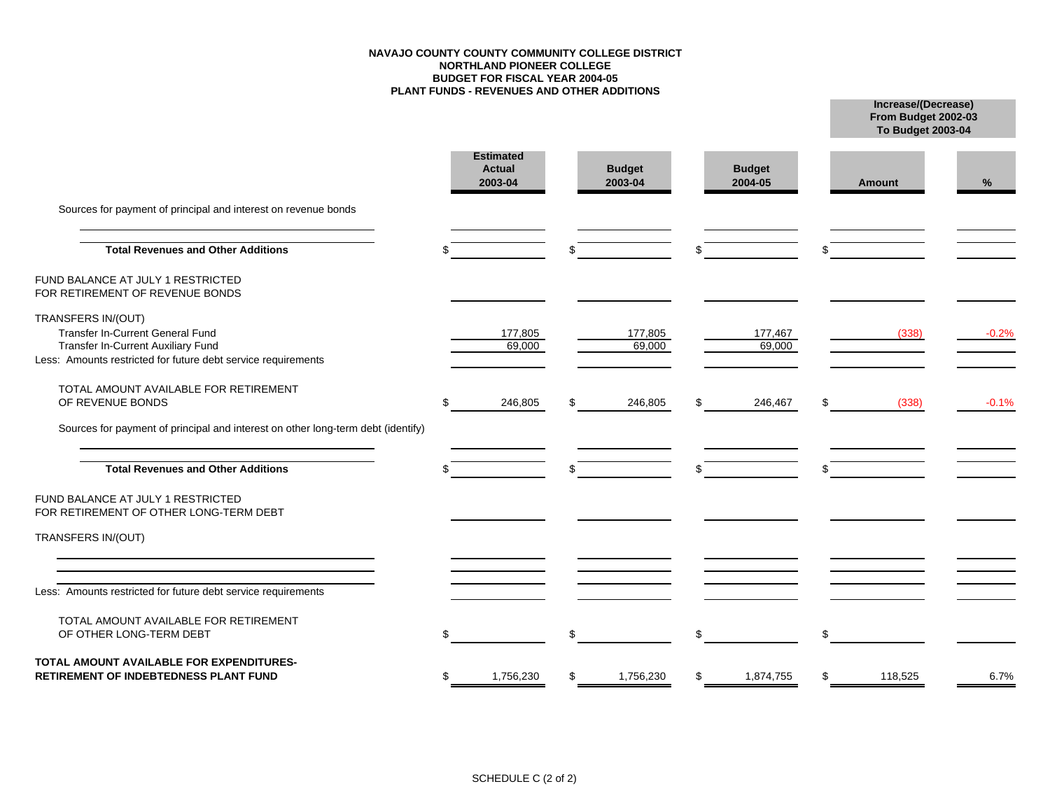**NAVAJO COUNTY COUNTY COMMUNITY COLLEGE DISTRICT**
**NORTHLAND PIONEER COLLEGE**
**BUDGET FOR FISCAL YEAR 2004-05**
**PLANT FUNDS - REVENUES AND OTHER ADDITIONS**

| | Estimated Actual 2003-04 | Budget 2003-04 | Budget 2004-05 | Increase/(Decrease) From Budget 2002-03 To Budget 2003-04 Amount | % |
|---|---|---|---|---|---|
| Sources for payment of principal and interest on revenue bonds | | | | | |
| | | | | | |
| **Total Revenues and Other Additions** | $ | $ | $ | $ | |
| FUND BALANCE AT JULY 1 RESTRICTED FOR RETIREMENT OF REVENUE BONDS | | | | | |
| TRANSFERS IN/(OUT) | | | | | |
| Transfer In-Current General Fund | 177,805 | 177,805 | 177,467 | (338) | -0.2% |
| Transfer In-Current Auxiliary Fund | 69,000 | 69,000 | 69,000 | | |
| Less: Amounts restricted for future debt service requirements | | | | | |
| TOTAL AMOUNT AVAILABLE FOR RETIREMENT OF REVENUE BONDS | $ 246,805 | $ 246,805 | $ 246,467 | $ (338) | -0.1% |
| Sources for payment of principal and interest on other long-term debt (identify) | | | | | |
| | | | | | |
| **Total Revenues and Other Additions** | $ | $ | $ | $ | |
| FUND BALANCE AT JULY 1 RESTRICTED FOR RETIREMENT OF OTHER LONG-TERM DEBT | | | | | |
| TRANSFERS IN/(OUT) | | | | | |
| | | | | | |
| | | | | | |
| Less: Amounts restricted for future debt service requirements | | | | | |
| TOTAL AMOUNT AVAILABLE FOR RETIREMENT OF OTHER LONG-TERM DEBT | $ | $ | $ | $ | |
| **TOTAL AMOUNT AVAILABLE FOR EXPENDITURES-RETIREMENT OF INDEBTEDNESS PLANT FUND** | $ 1,756,230 | $ 1,756,230 | $ 1,874,755 | $ 118,525 | 6.7% |

SCHEDULE C (2 of 2)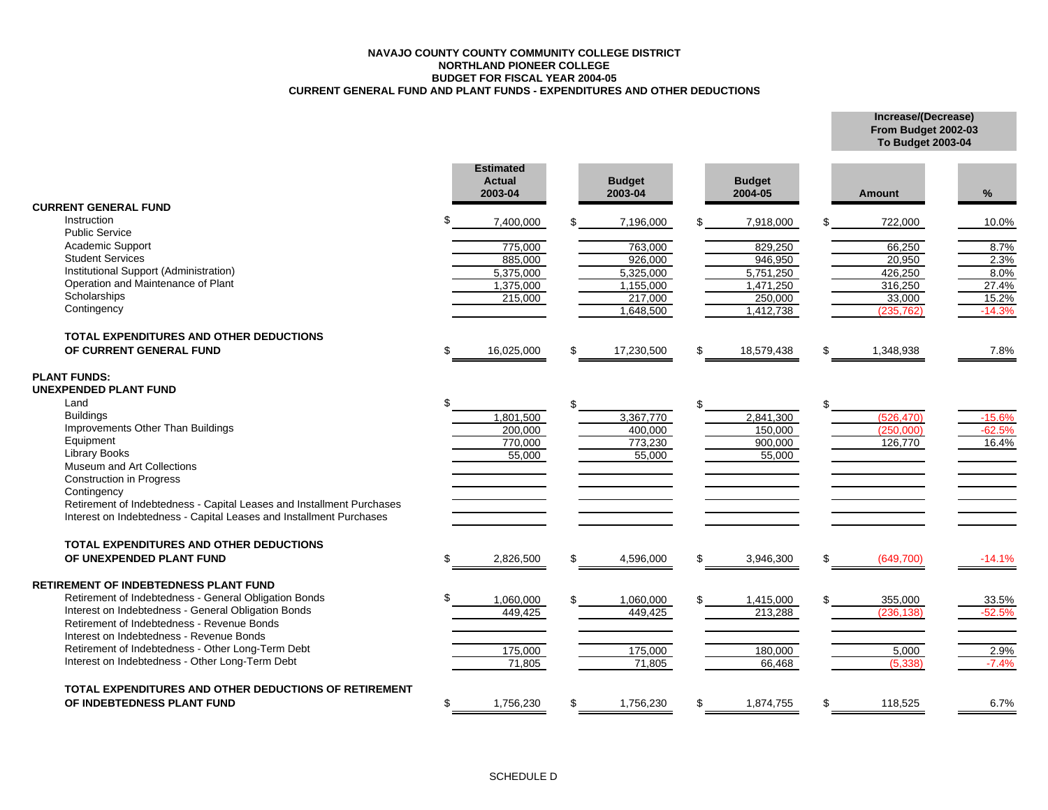**NAVAJO COUNTY COUNTY COMMUNITY COLLEGE DISTRICT**
**NORTHLAND PIONEER COLLEGE**
**BUDGET FOR FISCAL YEAR 2004-05**
**CURRENT GENERAL FUND AND PLANT FUNDS - EXPENDITURES AND OTHER DEDUCTIONS**

| | Estimated Actual 2003-04 | Budget 2003-04 | Budget 2004-05 | Increase/(Decrease) From Budget 2002-03 To Budget 2003-04 | |
|---|---|---|---|---|---|
| | | | | Amount | % |
| **CURRENT GENERAL FUND** | | | | | |
| Instruction | $ 7,400,000 | $ 7,196,000 | $ 7,918,000 | $ 722,000 | 10.0% |
| Public Service | | | | | |
| Academic Support | 775,000 | 763,000 | 829,250 | 66,250 | 8.7% |
| Student Services | 885,000 | 926,000 | 946,950 | 20,950 | 2.3% |
| Institutional Support (Administration) | 5,375,000 | 5,325,000 | 5,751,250 | 426,250 | 8.0% |
| Operation and Maintenance of Plant | 1,375,000 | 1,155,000 | 1,471,250 | 316,250 | 27.4% |
| Scholarships | 215,000 | 217,000 | 250,000 | 33,000 | 15.2% |
| Contingency | | 1,648,500 | 1,412,738 | (235,762) | -14.3% |
| **TOTAL EXPENDITURES AND OTHER DEDUCTIONS OF CURRENT GENERAL FUND** | $ 16,025,000 | $ 17,230,500 | $ 18,579,438 | $ 1,348,938 | 7.8% |
| **PLANT FUNDS:** | | | | | |
| **UNEXPENDED PLANT FUND** | | | | | |
| Land | $ | $ | $ | $ | |
| Buildings | 1,801,500 | 3,367,770 | 2,841,300 | (526,470) | -15.6% |
| Improvements Other Than Buildings | 200,000 | 400,000 | 150,000 | (250,000) | -62.5% |
| Equipment | 770,000 | 773,230 | 900,000 | 126,770 | 16.4% |
| Library Books | 55,000 | 55,000 | 55,000 | | |
| Museum and Art Collections | | | | | |
| Construction in Progress | | | | | |
| Contingency | | | | | |
| Retirement of Indebtedness - Capital Leases and Installment Purchases | | | | | |
| Interest on Indebtedness - Capital Leases and Installment Purchases | | | | | |
| **TOTAL EXPENDITURES AND OTHER DEDUCTIONS OF UNEXPENDED PLANT FUND** | $ 2,826,500 | $ 4,596,000 | $ 3,946,300 | $ (649,700) | -14.1% |
| **RETIREMENT OF INDEBTEDNESS PLANT FUND** | | | | | |
| Retirement of Indebtedness - General Obligation Bonds | $ 1,060,000 | $ 1,060,000 | $ 1,415,000 | $ 355,000 | 33.5% |
| Interest on Indebtedness - General Obligation Bonds | 449,425 | 449,425 | 213,288 | (236,138) | -52.5% |
| Retirement of Indebtedness - Revenue Bonds | | | | | |
| Interest on Indebtedness - Revenue Bonds | | | | | |
| Retirement of Indebtedness - Other Long-Term Debt | 175,000 | 175,000 | 180,000 | 5,000 | 2.9% |
| Interest on Indebtedness - Other Long-Term Debt | 71,805 | 71,805 | 66,468 | (5,338) | -7.4% |
| **TOTAL EXPENDITURES AND OTHER DEDUCTIONS OF RETIREMENT OF INDEBTEDNESS PLANT FUND** | $ 1,756,230 | $ 1,756,230 | $ 1,874,755 | $ 118,525 | 6.7% |

SCHEDULE D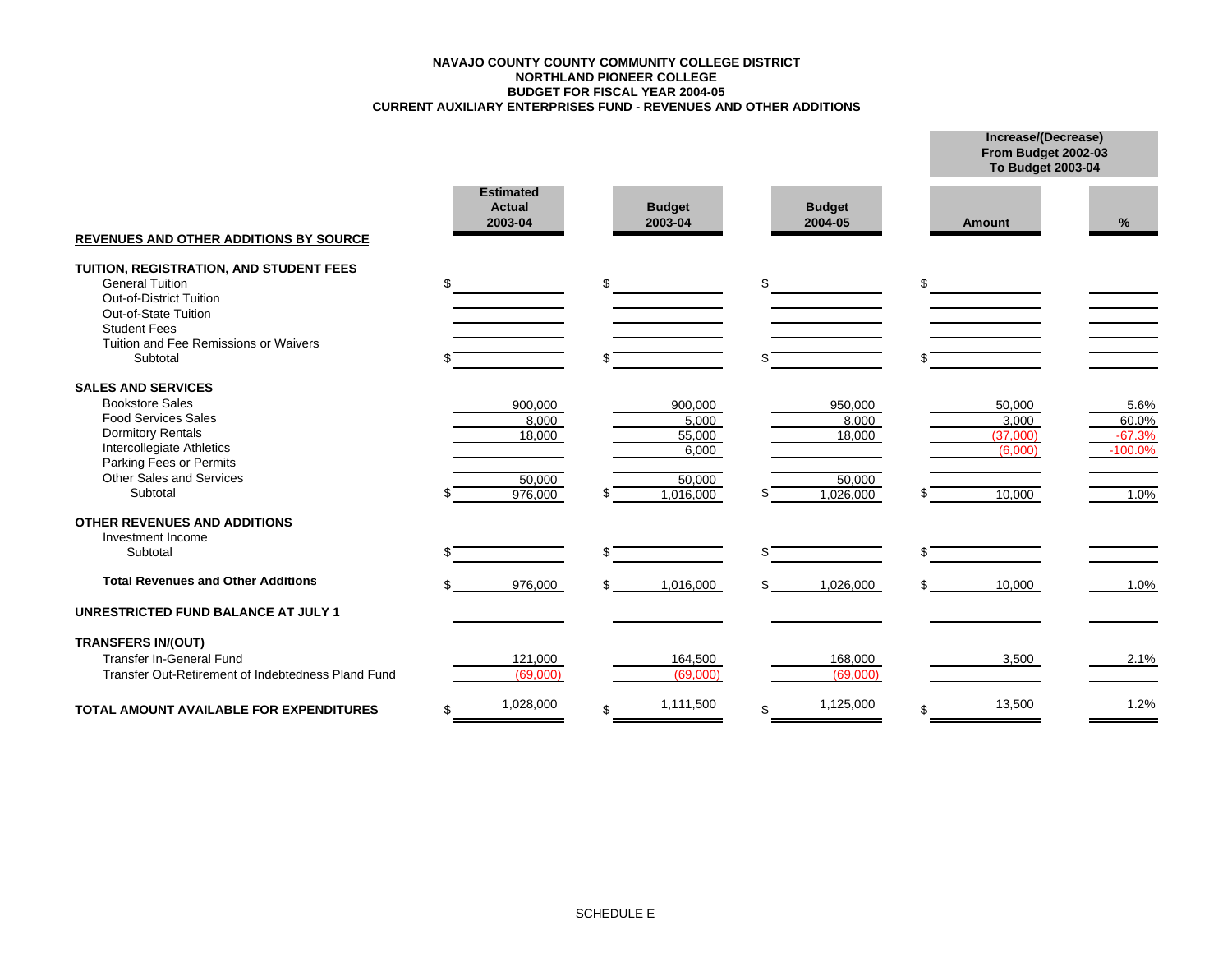**NAVAJO COUNTY COUNTY COMMUNITY COLLEGE DISTRICT**
**NORTHLAND PIONEER COLLEGE**
**BUDGET FOR FISCAL YEAR 2004-05**
**CURRENT AUXILIARY ENTERPRISES FUND - REVENUES AND OTHER ADDITIONS**

| REVENUES AND OTHER ADDITIONS BY SOURCE | Estimated Actual 2003-04 | Budget 2003-04 | Budget 2004-05 | Increase/(Decrease) From Budget 2002-03 To Budget 2003-04 | |
|---|---|---|---|---|---|
| | | | | Amount | % |
| **TUITION, REGISTRATION, AND STUDENT FEES** | | | | | |
| General Tuition | $ | $ | $ | $ | |
| Out-of-District Tuition | | | | | |
| Out-of-State Tuition | | | | | |
| Student Fees | | | | | |
| Tuition and Fee Remissions or Waivers | | | | | |
| Subtotal | $ | $ | $ | $ | |
| **SALES AND SERVICES** | | | | | |
| Bookstore Sales | 900,000 | 900,000 | 950,000 | 50,000 | 5.6% |
| Food Services Sales | 8,000 | 5,000 | 8,000 | 3,000 | 60.0% |
| Dormitory Rentals | 18,000 | 55,000 | 18,000 | (37,000) | -67.3% |
| Intercollegiate Athletics | | 6,000 | | (6,000) | -100.0% |
| Parking Fees or Permits | | | | | |
| Other Sales and Services | 50,000 | 50,000 | 50,000 | | |
| Subtotal | $ 976,000 | $ 1,016,000 | $ 1,026,000 | $ 10,000 | 1.0% |
| **OTHER REVENUES AND ADDITIONS** | | | | | |
| Investment Income | | | | | |
| Subtotal | $ | $ | $ | $ | |
| **Total Revenues and Other Additions** | $ 976,000 | $ 1,016,000 | $ 1,026,000 | $ 10,000 | 1.0% |
| **UNRESTRICTED FUND BALANCE AT JULY 1** | | | | | |
| **TRANSFERS IN/(OUT)** | | | | | |
| Transfer In-General Fund | 121,000 | 164,500 | 168,000 | 3,500 | 2.1% |
| Transfer Out-Retirement of Indebtedness Pland Fund | (69,000) | (69,000) | (69,000) | | |
| **TOTAL AMOUNT AVAILABLE FOR EXPENDITURES** | $ 1,028,000 | $ 1,111,500 | $ 1,125,000 | $ 13,500 | 1.2% |

SCHEDULE E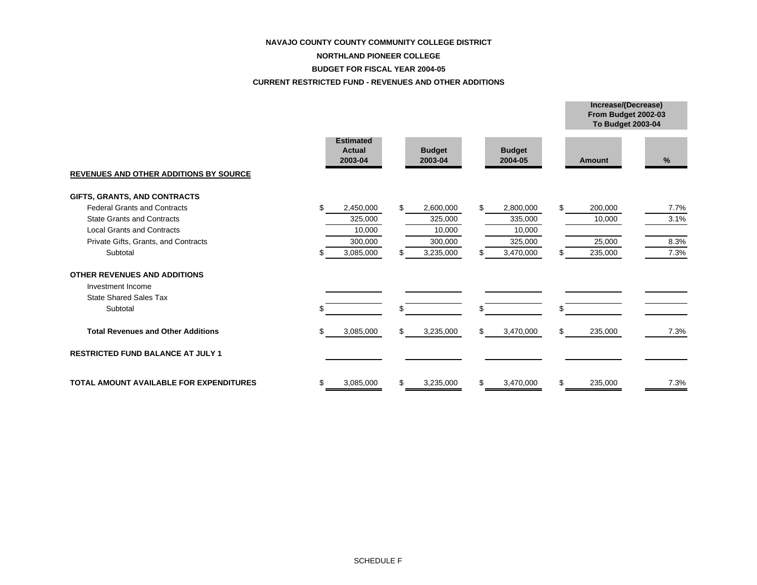**NAVAJO COUNTY COUNTY COMMUNITY COLLEGE DISTRICT**

**NORTHLAND PIONEER COLLEGE**

**BUDGET FOR FISCAL YEAR 2004-05**

**CURRENT RESTRICTED FUND - REVENUES AND OTHER ADDITIONS**

| | Estimated Actual 2003-04 | Budget 2003-04 | Budget 2004-05 | Increase/(Decrease) From Budget 2002-03 To Budget 2003-04 | |
|---|---|---|---|---|---|
| | | | | Amount | % |
| **REVENUES AND OTHER ADDITIONS BY SOURCE** | | | | | |
| **GIFTS, GRANTS, AND CONTRACTS** | | | | | |
| Federal Grants and Contracts | $ 2,450,000 | $ 2,600,000 | $ 2,800,000 | $ 200,000 | 7.7% |
| State Grants and Contracts | 325,000 | 325,000 | 335,000 | 10,000 | 3.1% |
| Local Grants and Contracts | 10,000 | 10,000 | 10,000 | | |
| Private Gifts, Grants, and Contracts | 300,000 | 300,000 | 325,000 | 25,000 | 8.3% |
| Subtotal | $ 3,085,000 | $ 3,235,000 | $ 3,470,000 | $ 235,000 | 7.3% |
| **OTHER REVENUES AND ADDITIONS** | | | | | |
| Investment Income | | | | | |
| State Shared Sales Tax | | | | | |
| Subtotal | $ | $ | $ | $ | |
| **Total Revenues and Other Additions** | $ 3,085,000 | $ 3,235,000 | $ 3,470,000 | $ 235,000 | 7.3% |
| **RESTRICTED FUND BALANCE AT JULY 1** | | | | | |
| **TOTAL AMOUNT AVAILABLE FOR EXPENDITURES** | $ 3,085,000 | $ 3,235,000 | $ 3,470,000 | $ 235,000 | 7.3% |

SCHEDULE F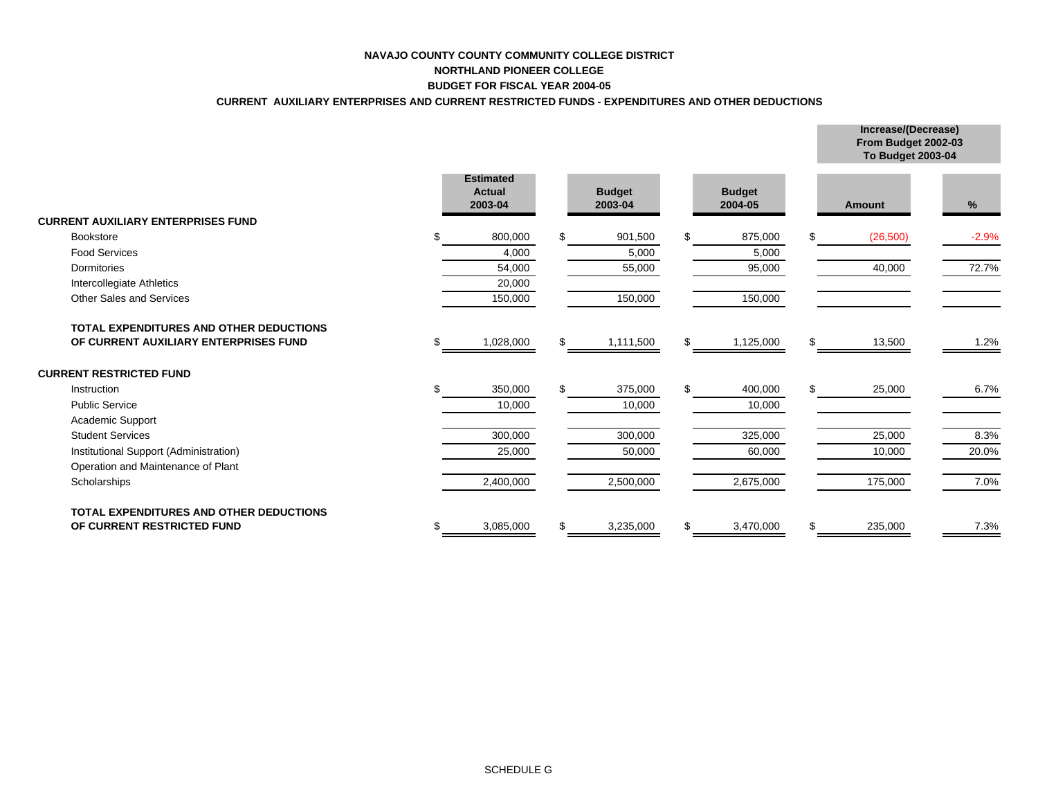**NAVAJO COUNTY COUNTY COMMUNITY COLLEGE DISTRICT**

**NORTHLAND PIONEER COLLEGE**

**BUDGET FOR FISCAL YEAR 2004-05**

**CURRENT AUXILIARY ENTERPRISES AND CURRENT RESTRICTED FUNDS - EXPENDITURES AND OTHER DEDUCTIONS**

| | Estimated Actual 2003-04 | Budget 2003-04 | Budget 2004-05 | Increase/(Decrease) From Budget 2002-03 To Budget 2003-04 | |
|---|---|---|---|---|---|
| | | | | Amount | % |
| **CURRENT AUXILIARY ENTERPRISES FUND** | | | | | |
| Bookstore | $ 800,000 | $ 901,500 | $ 875,000 | $ (26,500) | -2.9% |
| Food Services | 4,000 | 5,000 | 5,000 | | |
| Dormitories | 54,000 | 55,000 | 95,000 | 40,000 | 72.7% |
| Intercollegiate Athletics | 20,000 | | | | |
| Other Sales and Services | 150,000 | 150,000 | 150,000 | | |
| **TOTAL EXPENDITURES AND OTHER DEDUCTIONS OF CURRENT AUXILIARY ENTERPRISES FUND** | $ 1,028,000 | $ 1,111,500 | $ 1,125,000 | $ 13,500 | 1.2% |
| **CURRENT RESTRICTED FUND** | | | | | |
| Instruction | $ 350,000 | $ 375,000 | $ 400,000 | $ 25,000 | 6.7% |
| Public Service | 10,000 | 10,000 | 10,000 | | |
| Academic Support | | | | | |
| Student Services | 300,000 | 300,000 | 325,000 | 25,000 | 8.3% |
| Institutional Support (Administration) | 25,000 | 50,000 | 60,000 | 10,000 | 20.0% |
| Operation and Maintenance of Plant | | | | | |
| Scholarships | 2,400,000 | 2,500,000 | 2,675,000 | 175,000 | 7.0% |
| **TOTAL EXPENDITURES AND OTHER DEDUCTIONS OF CURRENT RESTRICTED FUND** | $ 3,085,000 | $ 3,235,000 | $ 3,470,000 | $ 235,000 | 7.3% |

SCHEDULE G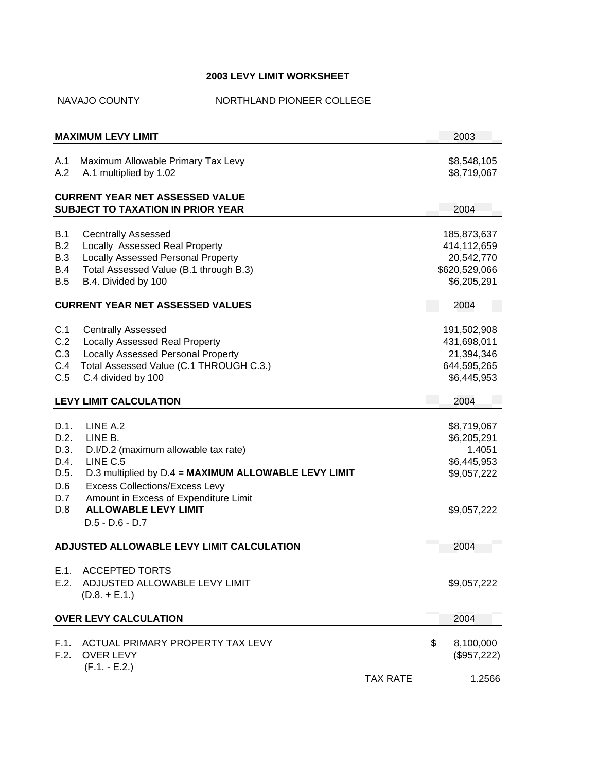# 2003 LEVY LIMIT WORKSHEET

NAVAJO COUNTY NORTHLAND PIONEER COLLEGE

| | | |
|---|---|---|
| **MAXIMUM LEVY LIMIT** | | 2003 |
| A.1 | Maximum Allowable Primary Tax Levy | $8,548,105 |
| A.2 | A.1 multiplied by 1.02 | $8,719,067 |
| **CURRENT YEAR NET ASSESSED VALUE SUBJECT TO TAXATION IN PRIOR YEAR** | | 2004 |
| B.1 | Cecntrally Assessed | 185,873,637 |
| B.2 | Locally Assessed Real Property | 414,112,659 |
| B.3 | Locally Assessed Personal Property | 20,542,770 |
| B.4 | Total Assessed Value (B.1 through B.3) | $620,529,066 |
| B.5 | B.4. Divided by 100 | $6,205,291 |
| **CURRENT YEAR NET ASSESSED VALUES** | | 2004 |
| C.1 | Centrally Assessed | 191,502,908 |
| C.2 | Locally Assessed Real Property | 431,698,011 |
| C.3 | Locally Assessed Personal Property | 21,394,346 |
| C.4 | Total Assessed Value (C.1 THROUGH C.3.) | 644,595,265 |
| C.5 | C.4 divided by 100 | $6,445,953 |
| **LEVY LIMIT CALCULATION** | | 2004 |
| D.1. | LINE A.2 | $8,719,067 |
| D.2. | LINE B. | $6,205,291 |
| D.3. | D.I/D.2 (maximum allowable tax rate) | 1.4051 |
| D.4. | LINE C.5 | $6,445,953 |
| D.5. | D.3 multiplied by D.4 = **MAXIMUM ALLOWABLE LEVY LIMIT** | $9,057,222 |
| D.6 | Excess Collections/Excess Levy | |
| D.7 | Amount in Excess of Expenditure Limit | |
| D.8 | **ALLOWABLE LEVY LIMIT** D.5 - D.6 - D.7 | $9,057,222 |
| **ADJUSTED ALLOWABLE LEVY LIMIT CALCULATION** | | 2004 |
| E.1. | ACCEPTED TORTS | |
| E.2. | ADJUSTED ALLOWABLE LEVY LIMIT (D.8. + E.1.) | $9,057,222 |
| **OVER LEVY CALCULATION** | | 2004 |
| F.1. | ACTUAL PRIMARY PROPERTY TAX LEVY | $ 8,100,000 |
| F.2. | OVER LEVY (F.1. - E.2.) | ($957,222) |
| | TAX RATE | 1.2566 |